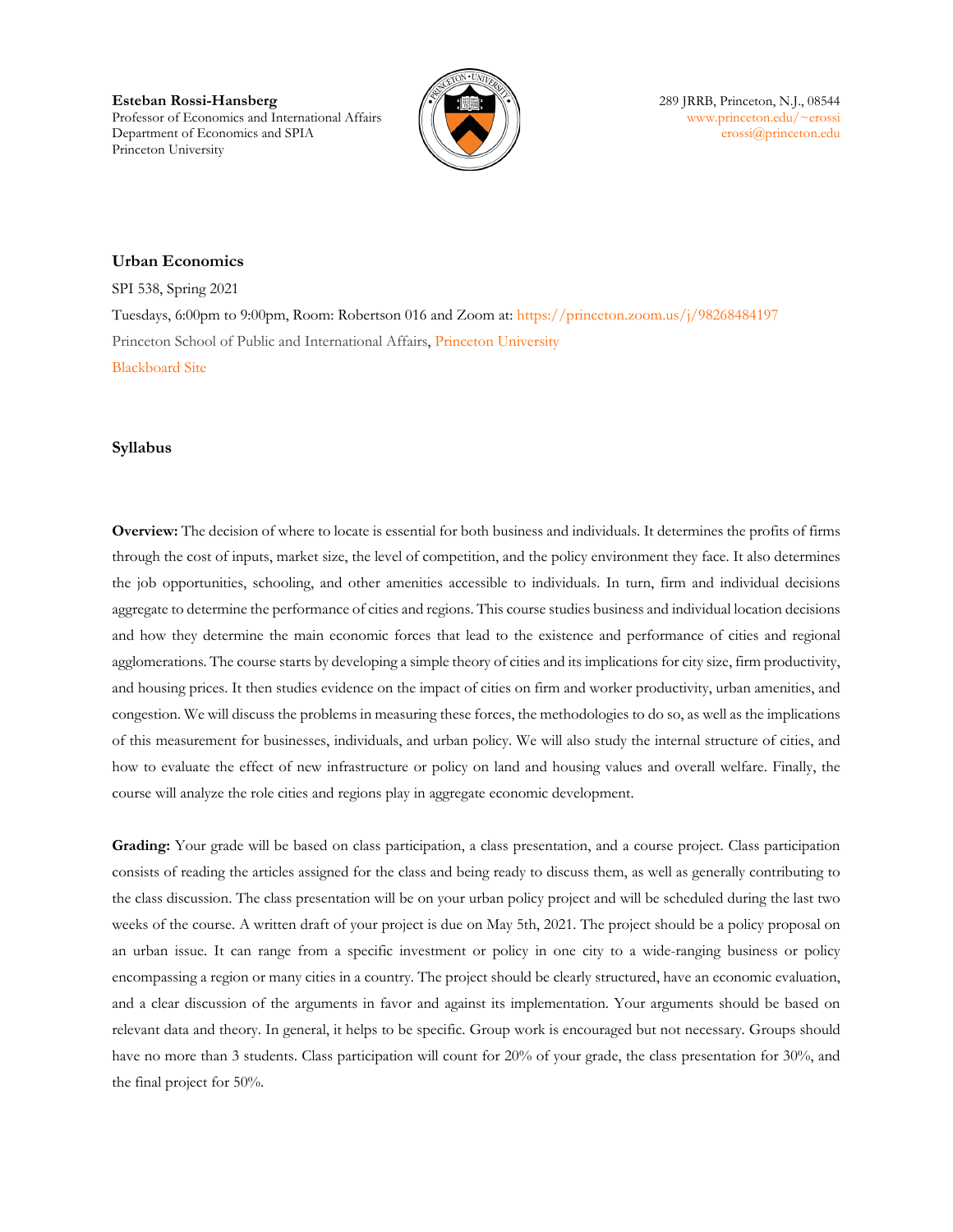**Esteban Rossi-Hansberg**
Professor of Economics and International Affairs
Department of Economics and SPIA
Princeton University

289 JRRB, Princeton, N.J., 08544
www.princeton.edu/~erossi
erossi@princeton.edu

## Urban Economics

SPI 538, Spring 2021

Tuesdays, 6:00pm to 9:00pm, Room: Robertson 016 and Zoom at: https://princeton.zoom.us/j/98268484197

Princeton School of Public and International Affairs, Princeton University

Blackboard Site

### Syllabus

**Overview:** The decision of where to locate is essential for both business and individuals. It determines the profits of firms through the cost of inputs, market size, the level of competition, and the policy environment they face. It also determines the job opportunities, schooling, and other amenities accessible to individuals. In turn, firm and individual decisions aggregate to determine the performance of cities and regions. This course studies business and individual location decisions and how they determine the main economic forces that lead to the existence and performance of cities and regional agglomerations. The course starts by developing a simple theory of cities and its implications for city size, firm productivity, and housing prices. It then studies evidence on the impact of cities on firm and worker productivity, urban amenities, and congestion. We will discuss the problems in measuring these forces, the methodologies to do so, as well as the implications of this measurement for businesses, individuals, and urban policy. We will also study the internal structure of cities, and how to evaluate the effect of new infrastructure or policy on land and housing values and overall welfare. Finally, the course will analyze the role cities and regions play in aggregate economic development.

**Grading:** Your grade will be based on class participation, a class presentation, and a course project. Class participation consists of reading the articles assigned for the class and being ready to discuss them, as well as generally contributing to the class discussion. The class presentation will be on your urban policy project and will be scheduled during the last two weeks of the course. A written draft of your project is due on May 5th, 2021. The project should be a policy proposal on an urban issue. It can range from a specific investment or policy in one city to a wide-ranging business or policy encompassing a region or many cities in a country. The project should be clearly structured, have an economic evaluation, and a clear discussion of the arguments in favor and against its implementation. Your arguments should be based on relevant data and theory. In general, it helps to be specific. Group work is encouraged but not necessary. Groups should have no more than 3 students. Class participation will count for 20% of your grade, the class presentation for 30%, and the final project for 50%.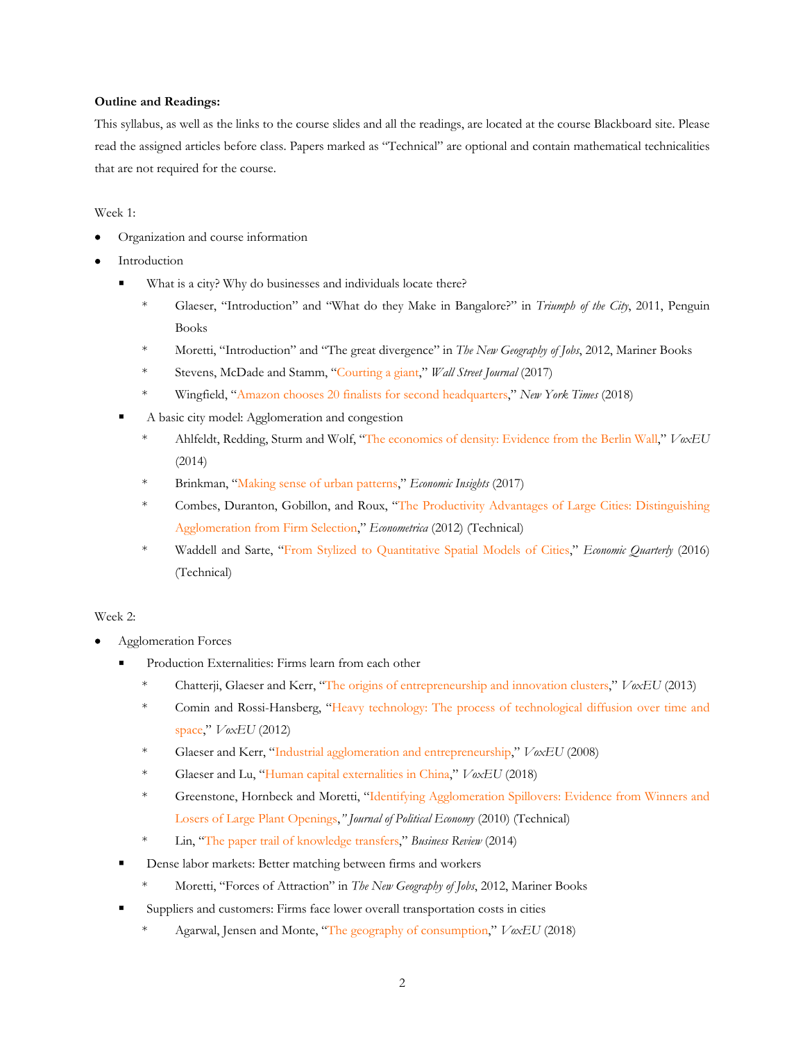**Outline and Readings:**

This syllabus, as well as the links to the course slides and all the readings, are located at the course Blackboard site. Please read the assigned articles before class. Papers marked as "Technical" are optional and contain mathematical technicalities that are not required for the course.

Week 1:

- Organization and course information
- Introduction
  - What is a city? Why do businesses and individuals locate there?
    - Glaeser, "Introduction" and "What do they Make in Bangalore?" in *Triumph of the City*, 2011, Penguin Books
    - Moretti, "Introduction" and "The great divergence" in *The New Geography of Jobs*, 2012, Mariner Books
    - Stevens, McDade and Stamm, "Courting a giant," *Wall Street Journal* (2017)
    - Wingfield, "Amazon chooses 20 finalists for second headquarters," *New York Times* (2018)
  - A basic city model: Agglomeration and congestion
    - Ahlfeldt, Redding, Sturm and Wolf, "The economics of density: Evidence from the Berlin Wall," *VoxEU* (2014)
    - Brinkman, "Making sense of urban patterns," *Economic Insights* (2017)
    - Combes, Duranton, Gobillon, and Roux, "The Productivity Advantages of Large Cities: Distinguishing Agglomeration from Firm Selection," *Econometrica* (2012) (Technical)
    - Waddell and Sarte, "From Stylized to Quantitative Spatial Models of Cities," *Economic Quarterly* (2016) (Technical)

Week 2:

- Agglomeration Forces
  - Production Externalities: Firms learn from each other
    - Chatterji, Glaeser and Kerr, "The origins of entrepreneurship and innovation clusters," *VoxEU* (2013)
    - Comin and Rossi-Hansberg, "Heavy technology: The process of technological diffusion over time and space," *VoxEU* (2012)
    - Glaeser and Kerr, "Industrial agglomeration and entrepreneurship," *VoxEU* (2008)
    - Glaeser and Lu, "Human capital externalities in China," *VoxEU* (2018)
    - Greenstone, Hornbeck and Moretti, "Identifying Agglomeration Spillovers: Evidence from Winners and Losers of Large Plant Openings," *Journal of Political Economy* (2010) (Technical)
    - Lin, "The paper trail of knowledge transfers," *Business Review* (2014)
  - Dense labor markets: Better matching between firms and workers
    - Moretti, "Forces of Attraction" in *The New Geography of Jobs*, 2012, Mariner Books
  - Suppliers and customers: Firms face lower overall transportation costs in cities
    - Agarwal, Jensen and Monte, "The geography of consumption," *VoxEU* (2018)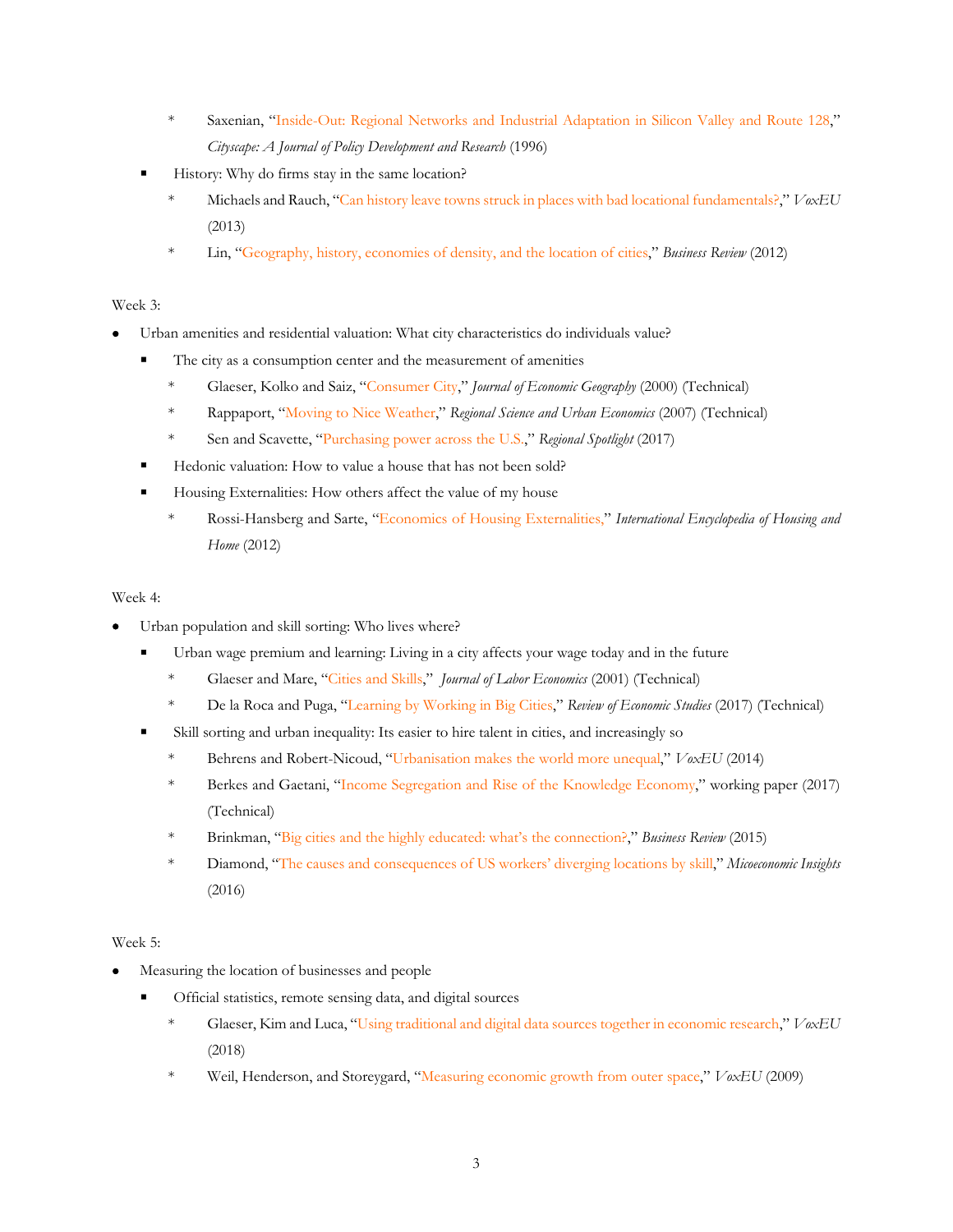* Saxenian, "Inside-Out: Regional Networks and Industrial Adaptation in Silicon Valley and Route 128," *Cityscape: A Journal of Policy Development and Research* (1996)
  - History: Why do firms stay in the same location?
      * Michaels and Rauch, "Can history leave towns struck in places with bad locational fundamentals?," *VoxEU* (2013)
      * Lin, "Geography, history, economies of density, and the location of cities," *Business Review* (2012)

Week 3:

- Urban amenities and residential valuation: What city characteristics do individuals value?
  - The city as a consumption center and the measurement of amenities
      * Glaeser, Kolko and Saiz, "Consumer City," *Journal of Economic Geography* (2000) (Technical)
      * Rappaport, "Moving to Nice Weather," *Regional Science and Urban Economics* (2007) (Technical)
      * Sen and Scavette, "Purchasing power across the U.S.," *Regional Spotlight* (2017)
  - Hedonic valuation: How to value a house that has not been sold?
  - Housing Externalities: How others affect the value of my house
      * Rossi-Hansberg and Sarte, "Economics of Housing Externalities," *International Encyclopedia of Housing and Home* (2012)

Week 4:

- Urban population and skill sorting: Who lives where?
  - Urban wage premium and learning: Living in a city affects your wage today and in the future
      * Glaeser and Mare, "Cities and Skills," *Journal of Labor Economics* (2001) (Technical)
      * De la Roca and Puga, "Learning by Working in Big Cities," *Review of Economic Studies* (2017) (Technical)
  - Skill sorting and urban inequality: Its easier to hire talent in cities, and increasingly so
      * Behrens and Robert-Nicoud, "Urbanisation makes the world more unequal," *VoxEU* (2014)
      * Berkes and Gaetani, "Income Segregation and Rise of the Knowledge Economy," working paper (2017) (Technical)
      * Brinkman, "Big cities and the highly educated: what's the connection?," *Business Review* (2015)
      * Diamond, "The causes and consequences of US workers' diverging locations by skill," *Micoeconomic Insights* (2016)

Week 5:

- Measuring the location of businesses and people
  - Official statistics, remote sensing data, and digital sources
      * Glaeser, Kim and Luca, "Using traditional and digital data sources together in economic research," *VoxEU* (2018)
      * Weil, Henderson, and Storeygard, "Measuring economic growth from outer space," *VoxEU* (2009)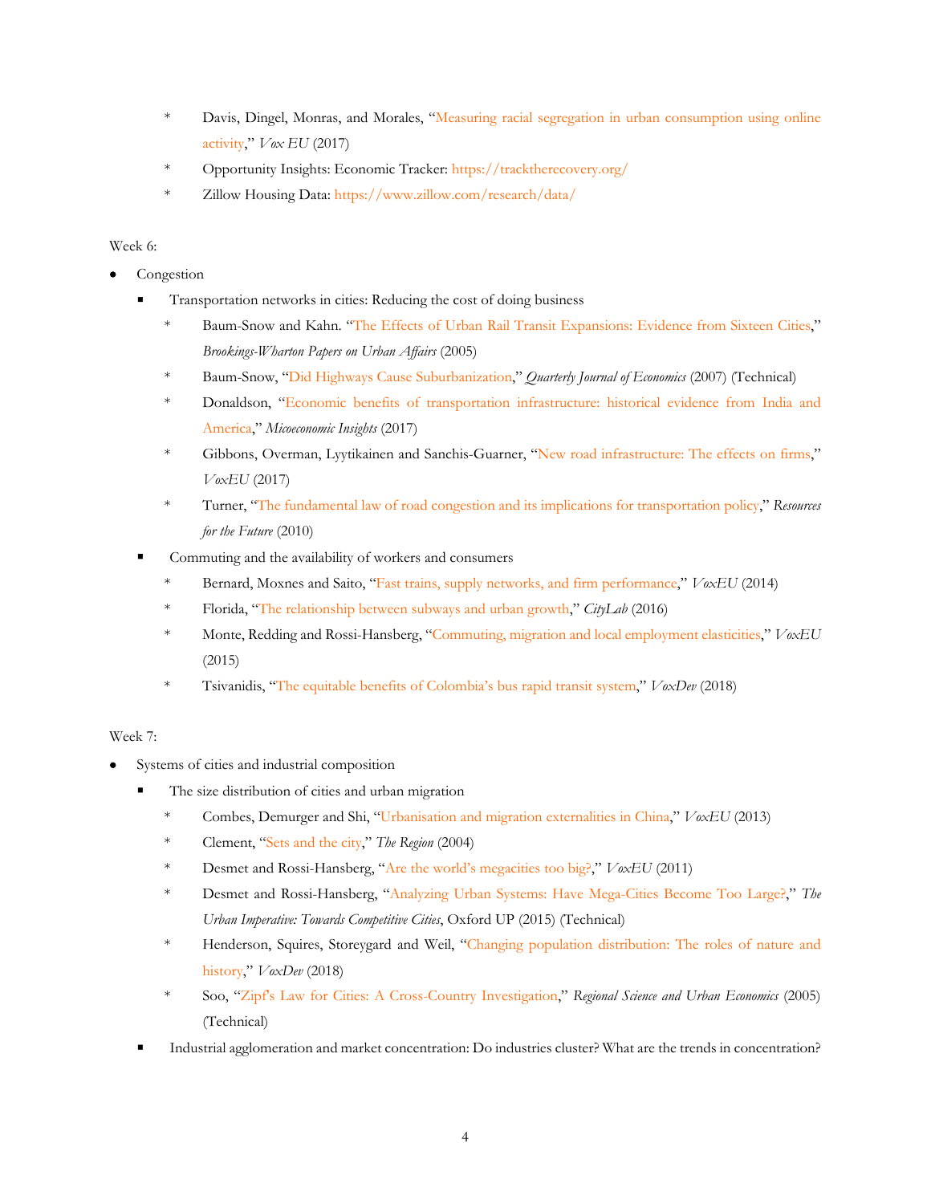* Davis, Dingel, Monras, and Morales, "Measuring racial segregation in urban consumption using online activity," *Vox EU* (2017)
    * Opportunity Insights: Economic Tracker: https://tracktherecovery.org/
    * Zillow Housing Data: https://www.zillow.com/research/data/

Week 6:

- Congestion
  - Transportation networks in cities: Reducing the cost of doing business
    * Baum-Snow and Kahn. "The Effects of Urban Rail Transit Expansions: Evidence from Sixteen Cities," *Brookings-Wharton Papers on Urban Affairs* (2005)
    * Baum-Snow, "Did Highways Cause Suburbanization," *Quarterly Journal of Economics* (2007) (Technical)
    * Donaldson, "Economic benefits of transportation infrastructure: historical evidence from India and America," *Micoeconomic Insights* (2017)
    * Gibbons, Overman, Lyytikainen and Sanchis-Guarner, "New road infrastructure: The effects on firms," *VoxEU* (2017)
    * Turner, "The fundamental law of road congestion and its implications for transportation policy," *Resources for the Future* (2010)
  - Commuting and the availability of workers and consumers
    * Bernard, Moxnes and Saito, "Fast trains, supply networks, and firm performance," *VoxEU* (2014)
    * Florida, "The relationship between subways and urban growth," *CityLab* (2016)
    * Monte, Redding and Rossi-Hansberg, "Commuting, migration and local employment elasticities," *VoxEU* (2015)
    * Tsivanidis, "The equitable benefits of Colombia's bus rapid transit system," *VoxDev* (2018)

Week 7:

- Systems of cities and industrial composition
  - The size distribution of cities and urban migration
    * Combes, Demurger and Shi, "Urbanisation and migration externalities in China," *VoxEU* (2013)
    * Clement, "Sets and the city," *The Region* (2004)
    * Desmet and Rossi-Hansberg, "Are the world's megacities too big?," *VoxEU* (2011)
    * Desmet and Rossi-Hansberg, "Analyzing Urban Systems: Have Mega-Cities Become Too Large?," *The Urban Imperative: Towards Competitive Cities*, Oxford UP (2015) (Technical)
    * Henderson, Squires, Storeygard and Weil, "Changing population distribution: The roles of nature and history," *VoxDev* (2018)
    * Soo, "Zipf's Law for Cities: A Cross-Country Investigation," *Regional Science and Urban Economics* (2005) (Technical)
  - Industrial agglomeration and market concentration: Do industries cluster? What are the trends in concentration?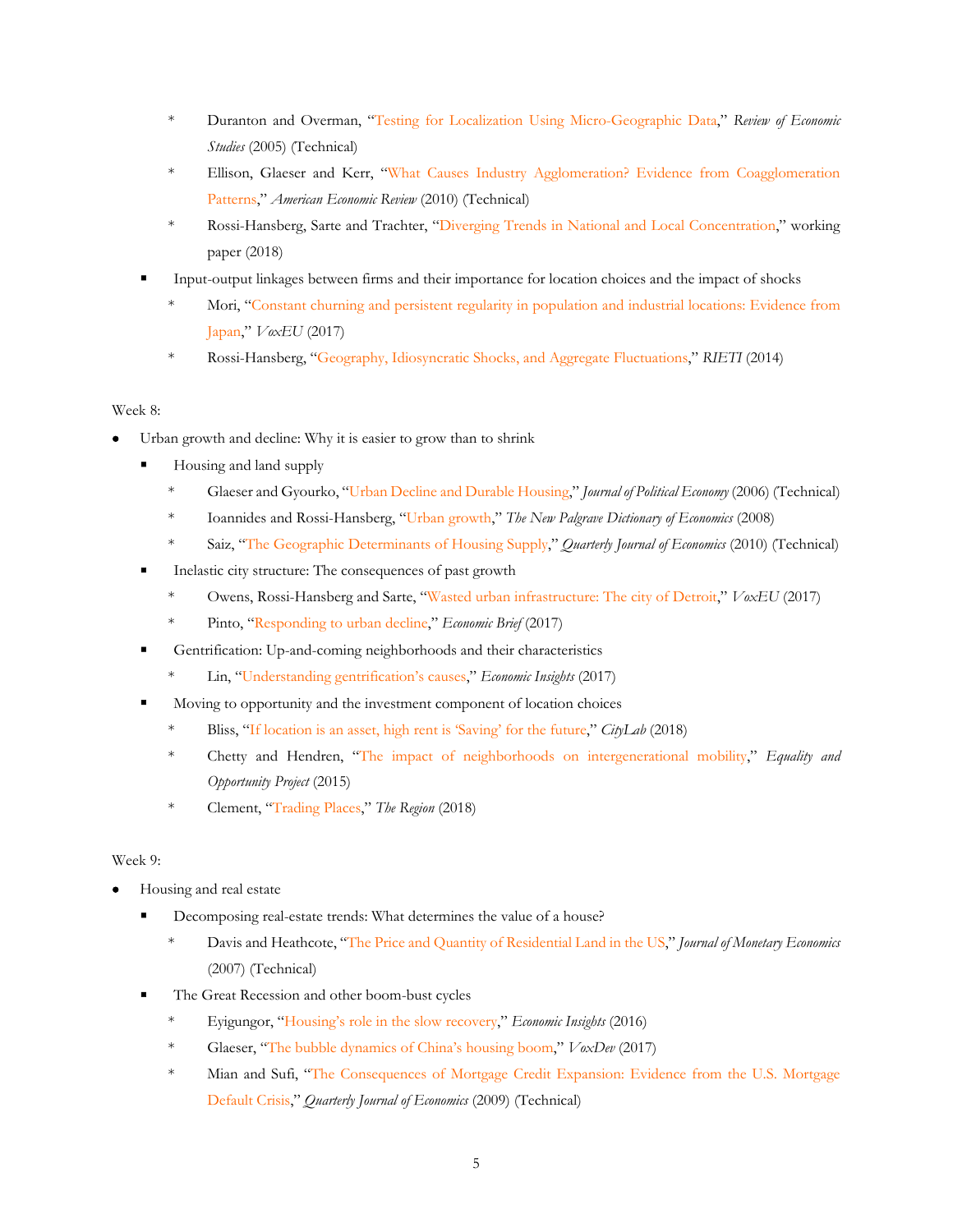- Duranton and Overman, "Testing for Localization Using Micro-Geographic Data," *Review of Economic Studies* (2005) (Technical)
- Ellison, Glaeser and Kerr, "What Causes Industry Agglomeration? Evidence from Coagglomeration Patterns," *American Economic Review* (2010) (Technical)
- Rossi-Hansberg, Sarte and Trachter, "Diverging Trends in National and Local Concentration," working paper (2018)

- Input-output linkages between firms and their importance for location choices and the impact of shocks
  - Mori, "Constant churning and persistent regularity in population and industrial locations: Evidence from Japan," *VoxEU* (2017)
  - Rossi-Hansberg, "Geography, Idiosyncratic Shocks, and Aggregate Fluctuations," *RIETI* (2014)

Week 8:

- Urban growth and decline: Why it is easier to grow than to shrink
  - Housing and land supply
    - Glaeser and Gyourko, "Urban Decline and Durable Housing," *Journal of Political Economy* (2006) (Technical)
    - Ioannides and Rossi-Hansberg, "Urban growth," *The New Palgrave Dictionary of Economics* (2008)
    - Saiz, "The Geographic Determinants of Housing Supply," *Quarterly Journal of Economics* (2010) (Technical)
  - Inelastic city structure: The consequences of past growth
    - Owens, Rossi-Hansberg and Sarte, "Wasted urban infrastructure: The city of Detroit," *VoxEU* (2017)
    - Pinto, "Responding to urban decline," *Economic Brief* (2017)
  - Gentrification: Up-and-coming neighborhoods and their characteristics
    - Lin, "Understanding gentrification's causes," *Economic Insights* (2017)
  - Moving to opportunity and the investment component of location choices
    - Bliss, "If location is an asset, high rent is 'Saving' for the future," *CityLab* (2018)
    - Chetty and Hendren, "The impact of neighborhoods on intergenerational mobility," *Equality and Opportunity Project* (2015)
    - Clement, "Trading Places," *The Region* (2018)

Week 9:

- Housing and real estate
  - Decomposing real-estate trends: What determines the value of a house?
    - Davis and Heathcote, "The Price and Quantity of Residential Land in the US," *Journal of Monetary Economics* (2007) (Technical)
  - The Great Recession and other boom-bust cycles
    - Eyigungor, "Housing's role in the slow recovery," *Economic Insights* (2016)
    - Glaeser, "The bubble dynamics of China's housing boom," *VoxDev* (2017)
    - Mian and Sufi, "The Consequences of Mortgage Credit Expansion: Evidence from the U.S. Mortgage Default Crisis," *Quarterly Journal of Economics* (2009) (Technical)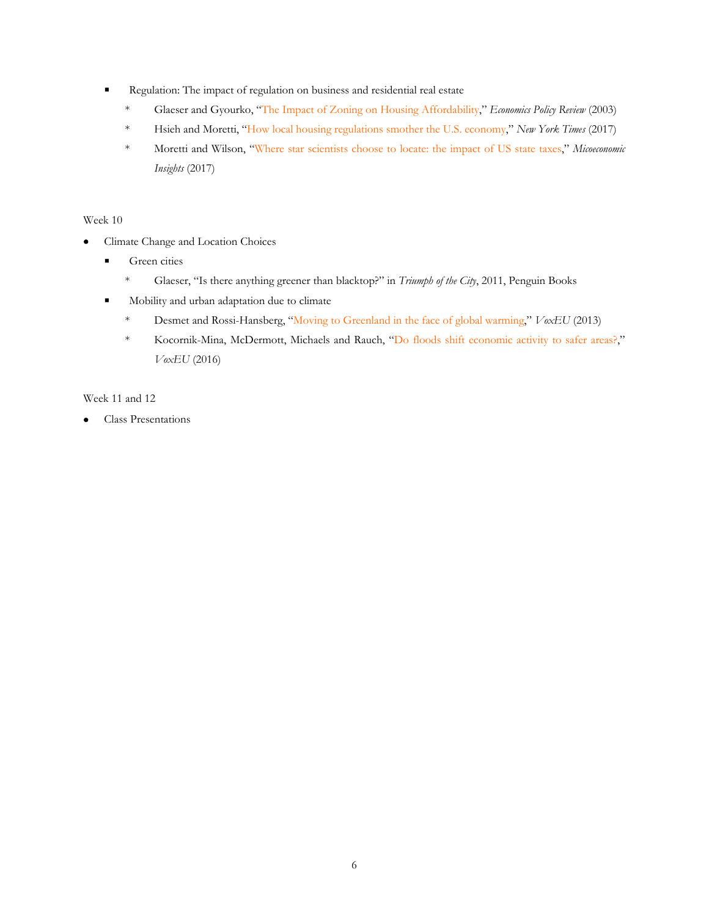- Regulation: The impact of regulation on business and residential real estate
  - Glaeser and Gyourko, "The Impact of Zoning on Housing Affordability," *Economics Policy Review* (2003)
  - Hsieh and Moretti, "How local housing regulations smother the U.S. economy," *New York Times* (2017)
  - Moretti and Wilson, "Where star scientists choose to locate: the impact of US state taxes," *Micoeconomic Insights* (2017)

Week 10

- Climate Change and Location Choices
  - Green cities
    - Glaeser, "Is there anything greener than blacktop?" in *Triumph of the City*, 2011, Penguin Books
  - Mobility and urban adaptation due to climate
    - Desmet and Rossi-Hansberg, "Moving to Greenland in the face of global warming," *VoxEU* (2013)
    - Kocornik-Mina, McDermott, Michaels and Rauch, "Do floods shift economic activity to safer areas?," *VoxEU* (2016)

Week 11 and 12

- Class Presentations